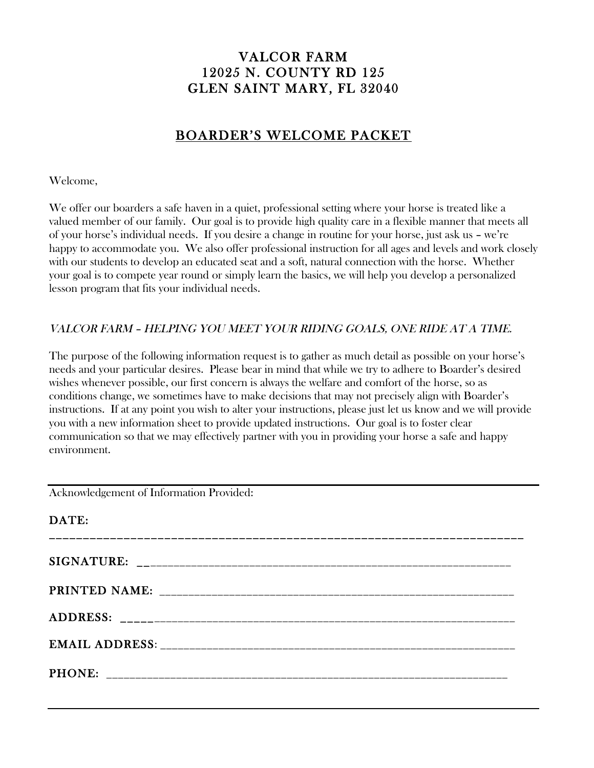# VALCOR FARM
# 12025 N. COUNTY RD 125
# GLEN SAINT MARY, FL 32040

## BOARDER'S WELCOME PACKET

Welcome,

We offer our boarders a safe haven in a quiet, professional setting where your horse is treated like a valued member of our family. Our goal is to provide high quality care in a flexible manner that meets all of your horse's individual needs. If you desire a change in routine for your horse, just ask us – we're happy to accommodate you. We also offer professional instruction for all ages and levels and work closely with our students to develop an educated seat and a soft, natural connection with the horse. Whether your goal is to compete year round or simply learn the basics, we will help you develop a personalized lesson program that fits your individual needs.

*VALCOR FARM – HELPING YOU MEET YOUR RIDING GOALS, ONE RIDE AT A TIME.*

The purpose of the following information request is to gather as much detail as possible on your horse's needs and your particular desires. Please bear in mind that while we try to adhere to Boarder's desired wishes whenever possible, our first concern is always the welfare and comfort of the horse, so as conditions change, we sometimes have to make decisions that may not precisely align with Boarder's instructions. If at any point you wish to alter your instructions, please just let us know and we will provide you with a new information sheet to provide updated instructions. Our goal is to foster clear communication so that we may effectively partner with you in providing your horse a safe and happy environment.

---

Acknowledgement of Information Provided:

DATE: ______________________________________________________________________

SIGNATURE: ______________________________________________________________________

PRINTED NAME: ______________________________________________________________________

ADDRESS: ______________________________________________________________________

EMAIL ADDRESS: ______________________________________________________________________

PHONE: ______________________________________________________________________

---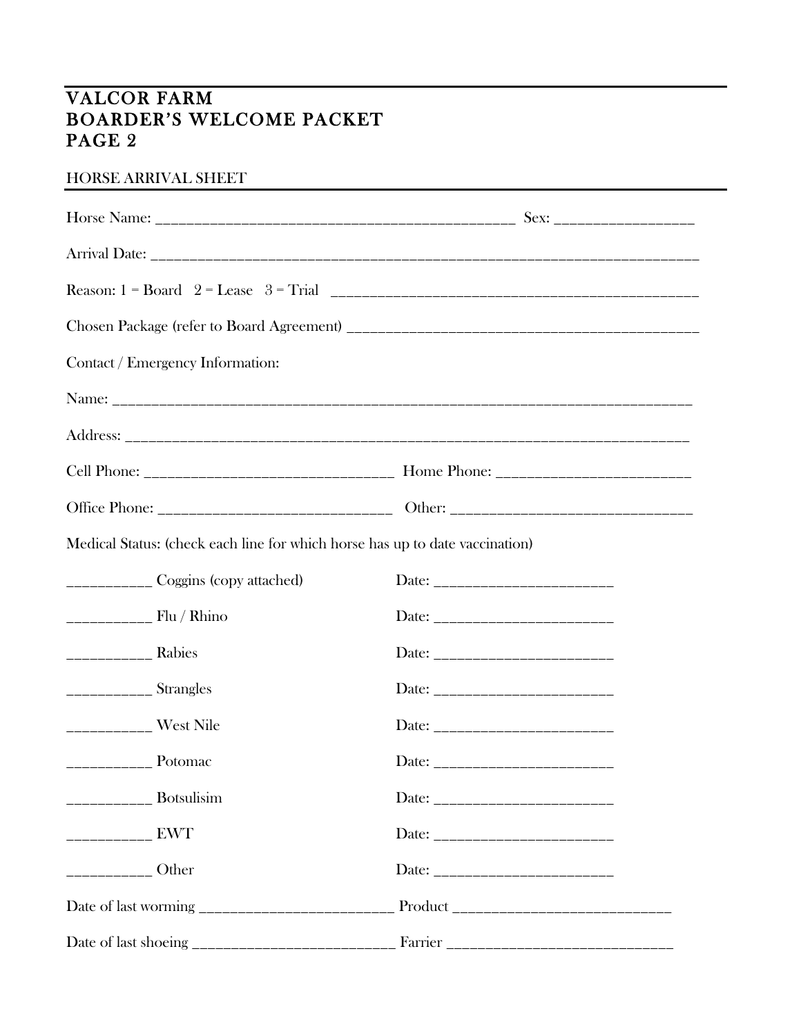# VALCOR FARM
# BOARDER'S WELCOME PACKET
# PAGE 2

## HORSE ARRIVAL SHEET

Horse Name: _______________________________________________ Sex: _________________

Arrival Date: _________________________________________________________________________

Reason: 1 = Board 2 = Lease 3 = Trial _______________________________________________

Chosen Package (refer to Board Agreement) ___________________________________________

Contact / Emergency Information:

Name: ____________________________________________________________________________

Address: __________________________________________________________________________

Cell Phone: _________________________________ Home Phone: _________________________

Office Phone: ______________________________ Other: _______________________________

Medical Status: (check each line for which horse has up to date vaccination)

___________ Coggins (copy attached) Date: _______________________

___________ Flu / Rhino Date: _______________________

___________ Rabies Date: _______________________

___________ Strangles Date: _______________________

___________ West Nile Date: _______________________

___________ Potomac Date: _______________________

___________ Botsulisim Date: _______________________

___________ EWT Date: _______________________

___________ Other Date: _______________________

Date of last worming __________________________ Product ____________________________

Date of last shoeing ___________________________ Farrier ____________________________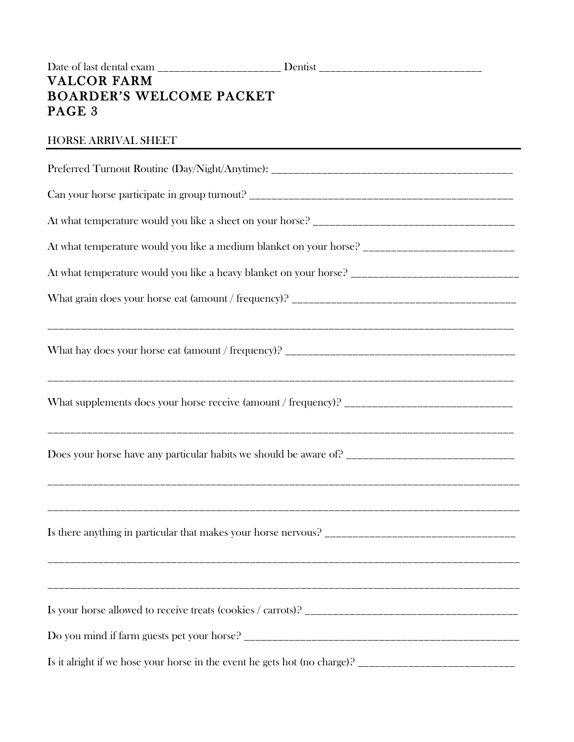Date of last dental exam ______________________ Dentist ______________________________

# VALCOR FARM
# BOARDER'S WELCOME PACKET
# PAGE 3

## HORSE ARRIVAL SHEET

Preferred Turnout Routine (Day/Night/Anytime): ____________________________________________

Can your horse participate in group turnout? ______________________________________________

At what temperature would you like a sheet on your horse? __________________________________

At what temperature would you like a medium blanket on your horse? __________________________

At what temperature would you like a heavy blanket on your horse? ____________________________

What grain does your horse eat (amount / frequency)? ______________________________________

_________________________________________________________________________________

What hay does your horse eat (amount / frequency)? _______________________________________

_________________________________________________________________________________

What supplements does your horse receive (amount / frequency)? ______________________________

_________________________________________________________________________________

Does your horse have any particular habits we should be aware of? ____________________________

_________________________________________________________________________________

_________________________________________________________________________________

Is there anything in particular that makes your horse nervous? ________________________________

_________________________________________________________________________________

_________________________________________________________________________________

Is your horse allowed to receive treats (cookies / carrots)? ____________________________________

Do you mind if farm guests pet your horse? _______________________________________________

Is it alright if we hose your horse in the event he gets hot (no charge)? ____________________________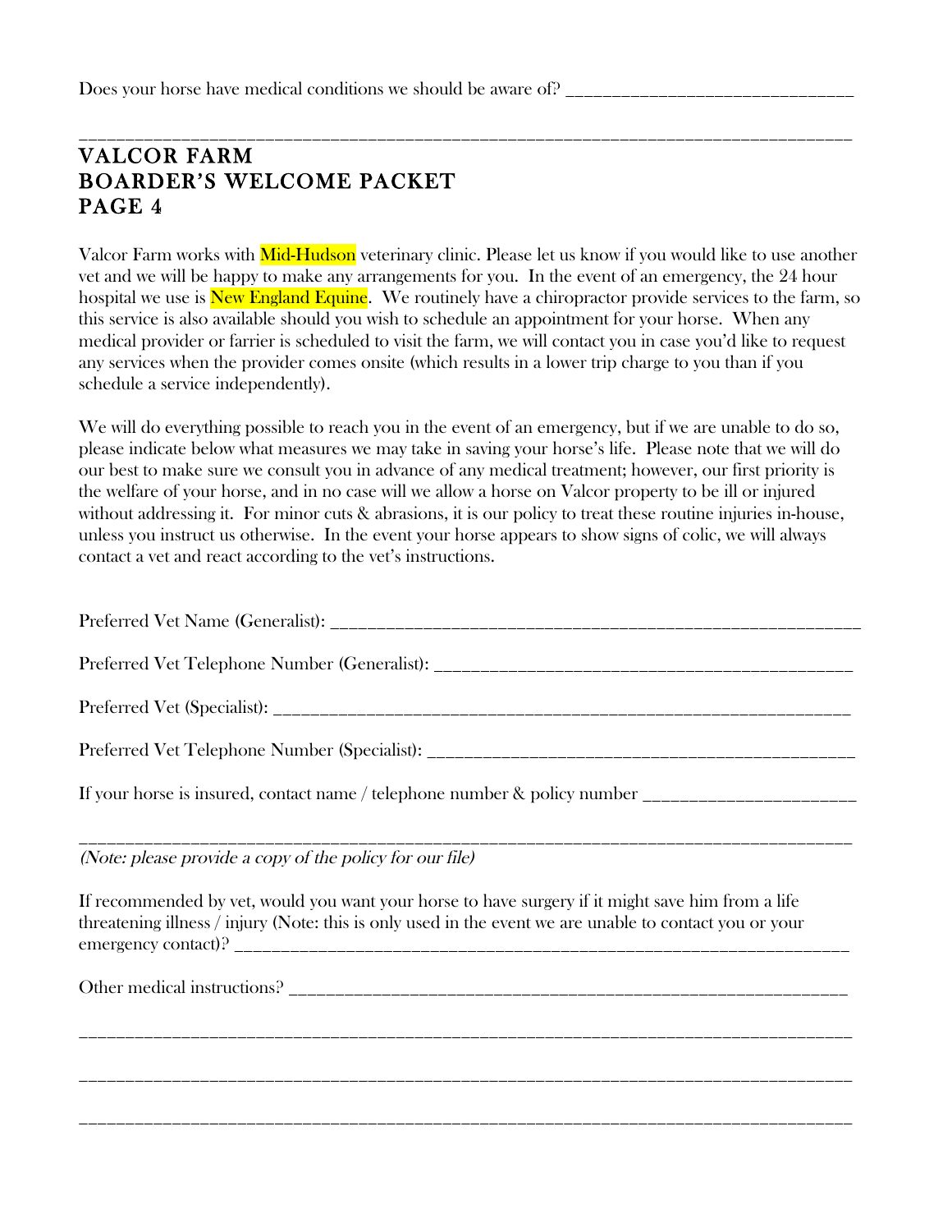Does your horse have medical conditions we should be aware of? _______________________________

_____________________________________________________________________________________

# VALCOR FARM
# BOARDER'S WELCOME PACKET
# PAGE 4

Valcor Farm works with Mid-Hudson veterinary clinic. Please let us know if you would like to use another vet and we will be happy to make any arrangements for you. In the event of an emergency, the 24 hour hospital we use is New England Equine. We routinely have a chiropractor provide services to the farm, so this service is also available should you wish to schedule an appointment for your horse. When any medical provider or farrier is scheduled to visit the farm, we will contact you in case you'd like to request any services when the provider comes onsite (which results in a lower trip charge to you than if you schedule a service independently).

We will do everything possible to reach you in the event of an emergency, but if we are unable to do so, please indicate below what measures we may take in saving your horse's life. Please note that we will do our best to make sure we consult you in advance of any medical treatment; however, our first priority is the welfare of your horse, and in no case will we allow a horse on Valcor property to be ill or injured without addressing it. For minor cuts & abrasions, it is our policy to treat these routine injuries in-house, unless you instruct us otherwise. In the event your horse appears to show signs of colic, we will always contact a vet and react according to the vet's instructions.

Preferred Vet Name (Generalist): ___________________________________________________________

Preferred Vet Telephone Number (Generalist): ____________________________________________

Preferred Vet (Specialist): ______________________________________________________________

Preferred Vet Telephone Number (Specialist): _____________________________________________

If your horse is insured, contact name / telephone number & policy number ______________________

_____________________________________________________________________________________

*(Note: please provide a copy of the policy for our file)*

If recommended by vet, would you want your horse to have surgery if it might save him from a life threatening illness / injury (Note: this is only used in the event we are unable to contact you or your emergency contact)? ___________________________________________________________________

Other medical instructions? _____________________________________________________________

_____________________________________________________________________________________

_____________________________________________________________________________________

_____________________________________________________________________________________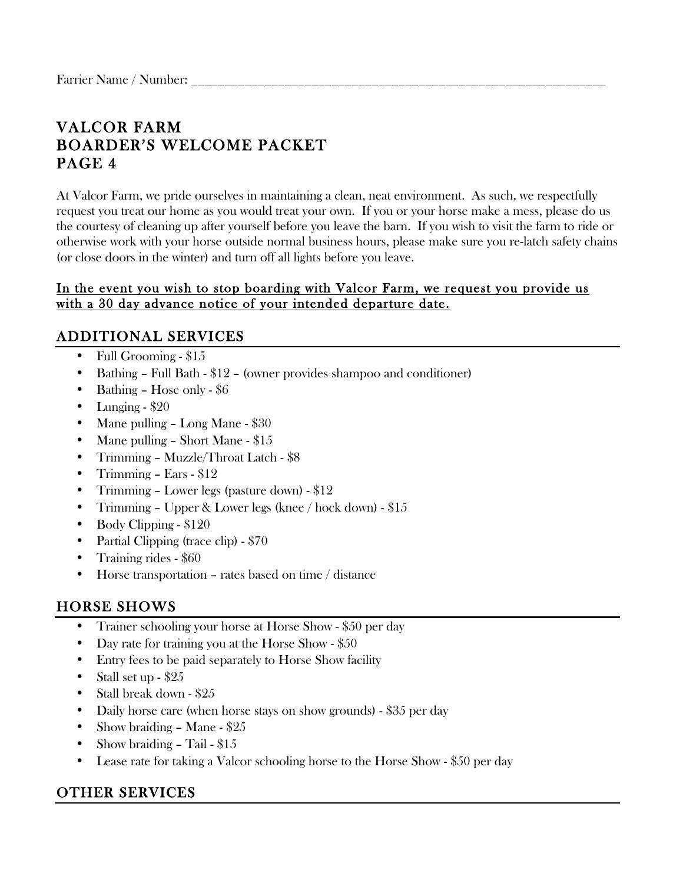Farrier Name / Number: ___________________________________________________________________

# VALCOR FARM
# BOARDER'S WELCOME PACKET
# PAGE 4

At Valcor Farm, we pride ourselves in maintaining a clean, neat environment. As such, we respectfully request you treat our home as you would treat your own. If you or your horse make a mess, please do us the courtesy of cleaning up after yourself before you leave the barn. If you wish to visit the farm to ride or otherwise work with your horse outside normal business hours, please make sure you re-latch safety chains (or close doors in the winter) and turn off all lights before you leave.

<u>In the event you wish to stop boarding with Valcor Farm, we request you provide us with a 30 day advance notice of your intended departure date.</u>

## ADDITIONAL SERVICES

- Full Grooming - $15
- Bathing – Full Bath - $12 – (owner provides shampoo and conditioner)
- Bathing – Hose only - $6
- Lunging - $20
- Mane pulling – Long Mane - $30
- Mane pulling – Short Mane - $15
- Trimming – Muzzle/Throat Latch - $8
- Trimming – Ears - $12
- Trimming – Lower legs (pasture down) - $12
- Trimming – Upper & Lower legs (knee / hock down) - $15
- Body Clipping - $120
- Partial Clipping (trace clip) - $70
- Training rides - $60
- Horse transportation – rates based on time / distance

## HORSE SHOWS

- Trainer schooling your horse at Horse Show - $50 per day
- Day rate for training you at the Horse Show - $50
- Entry fees to be paid separately to Horse Show facility
- Stall set up - $25
- Stall break down - $25
- Daily horse care (when horse stays on show grounds) - $35 per day
- Show braiding – Mane - $25
- Show braiding – Tail - $15
- Lease rate for taking a Valcor schooling horse to the Horse Show - $50 per day

## OTHER SERVICES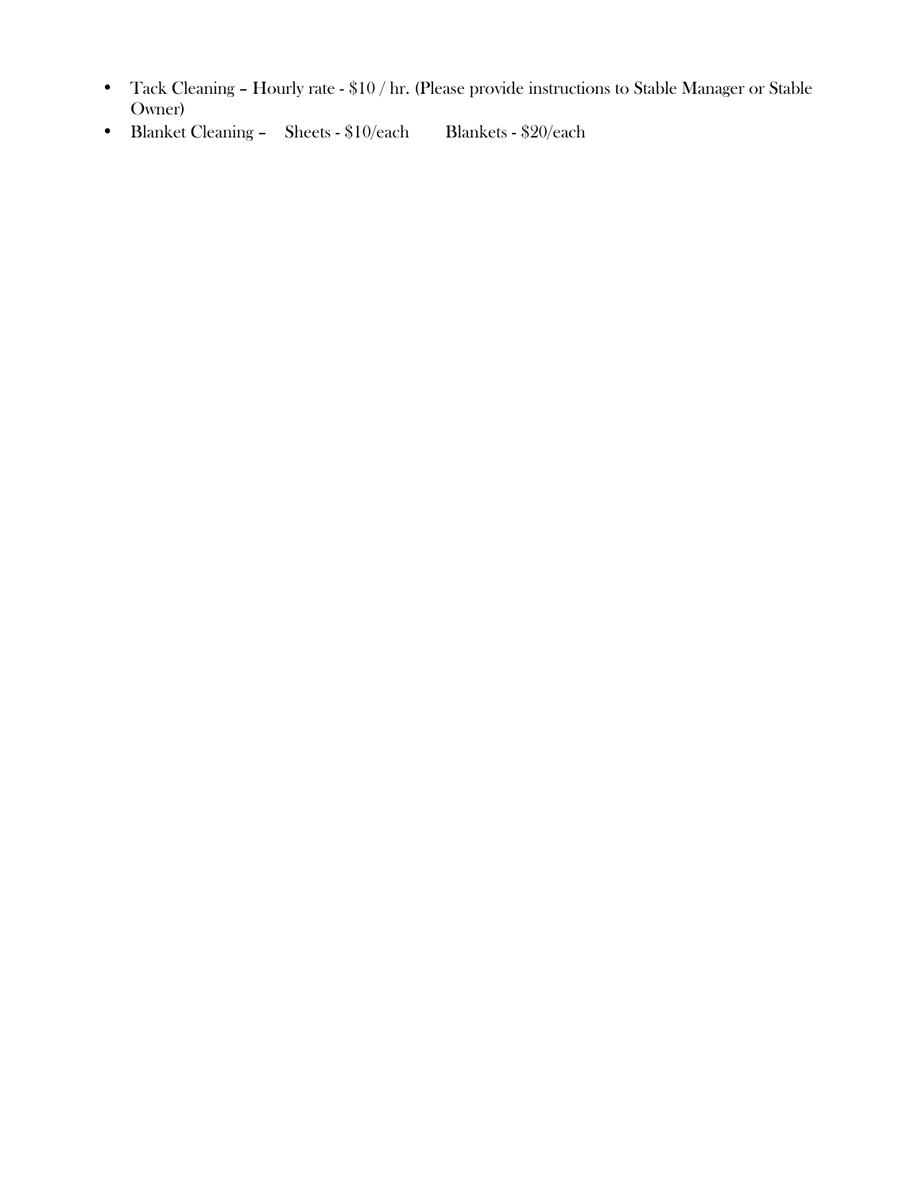- Tack Cleaning – Hourly rate - $10 / hr. (Please provide instructions to Stable Manager or Stable Owner)
- Blanket Cleaning – Sheets - $10/each Blankets - $20/each